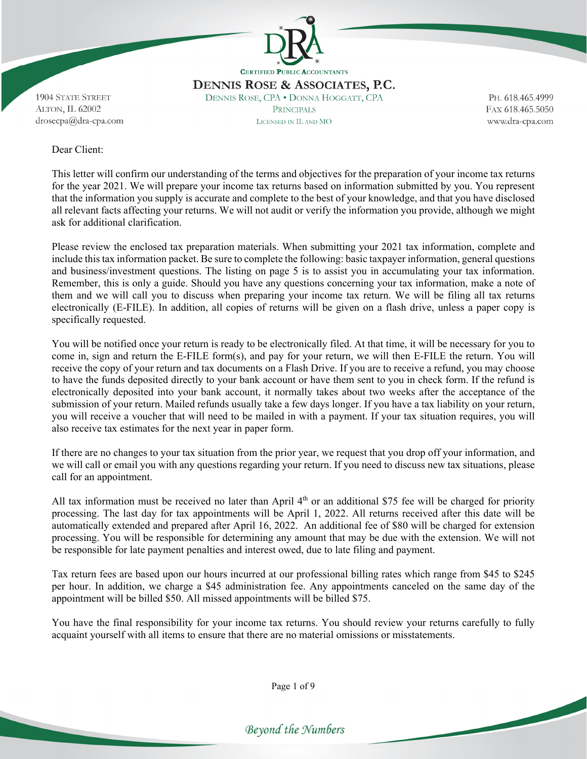CERTIFIED PUBLIC ACCOUNTANTS

# DENNIS ROSE & ASSOCIATES, P.C.

DENNIS ROSE, CPA • DONNA HOGGATT, CPA
PRINCIPALS
LICENSED IN IL AND MO

1904 STATE STREET
ALTON, IL 62002
drosecpa@dra-cpa.com

PH. 618.465.4999
FAX 618.465.5050
www.dra-cpa.com

Dear Client:

This letter will confirm our understanding of the terms and objectives for the preparation of your income tax returns for the year 2021. We will prepare your income tax returns based on information submitted by you. You represent that the information you supply is accurate and complete to the best of your knowledge, and that you have disclosed all relevant facts affecting your returns. We will not audit or verify the information you provide, although we might ask for additional clarification.

Please review the enclosed tax preparation materials. When submitting your 2021 tax information, complete and include this tax information packet. Be sure to complete the following: basic taxpayer information, general questions and business/investment questions. The listing on page 5 is to assist you in accumulating your tax information. Remember, this is only a guide. Should you have any questions concerning your tax information, make a note of them and we will call you to discuss when preparing your income tax return. We will be filing all tax returns electronically (E-FILE). In addition, all copies of returns will be given on a flash drive, unless a paper copy is specifically requested.

You will be notified once your return is ready to be electronically filed. At that time, it will be necessary for you to come in, sign and return the E-FILE form(s), and pay for your return, we will then E-FILE the return. You will receive the copy of your return and tax documents on a Flash Drive. If you are to receive a refund, you may choose to have the funds deposited directly to your bank account or have them sent to you in check form. If the refund is electronically deposited into your bank account, it normally takes about two weeks after the acceptance of the submission of your return. Mailed refunds usually take a few days longer. If you have a tax liability on your return, you will receive a voucher that will need to be mailed in with a payment. If your tax situation requires, you will also receive tax estimates for the next year in paper form.

If there are no changes to your tax situation from the prior year, we request that you drop off your information, and we will call or email you with any questions regarding your return. If you need to discuss new tax situations, please call for an appointment.

All tax information must be received no later than April 4th or an additional $75 fee will be charged for priority processing. The last day for tax appointments will be April 1, 2022. All returns received after this date will be automatically extended and prepared after April 16, 2022. An additional fee of $80 will be charged for extension processing. You will be responsible for determining any amount that may be due with the extension. We will not be responsible for late payment penalties and interest owed, due to late filing and payment.

Tax return fees are based upon our hours incurred at our professional billing rates which range from $45 to $245 per hour. In addition, we charge a $45 administration fee. Any appointments canceled on the same day of the appointment will be billed $50. All missed appointments will be billed $75.

You have the final responsibility for your income tax returns. You should review your returns carefully to fully acquaint yourself with all items to ensure that there are no material omissions or misstatements.

*Beyond the Numbers*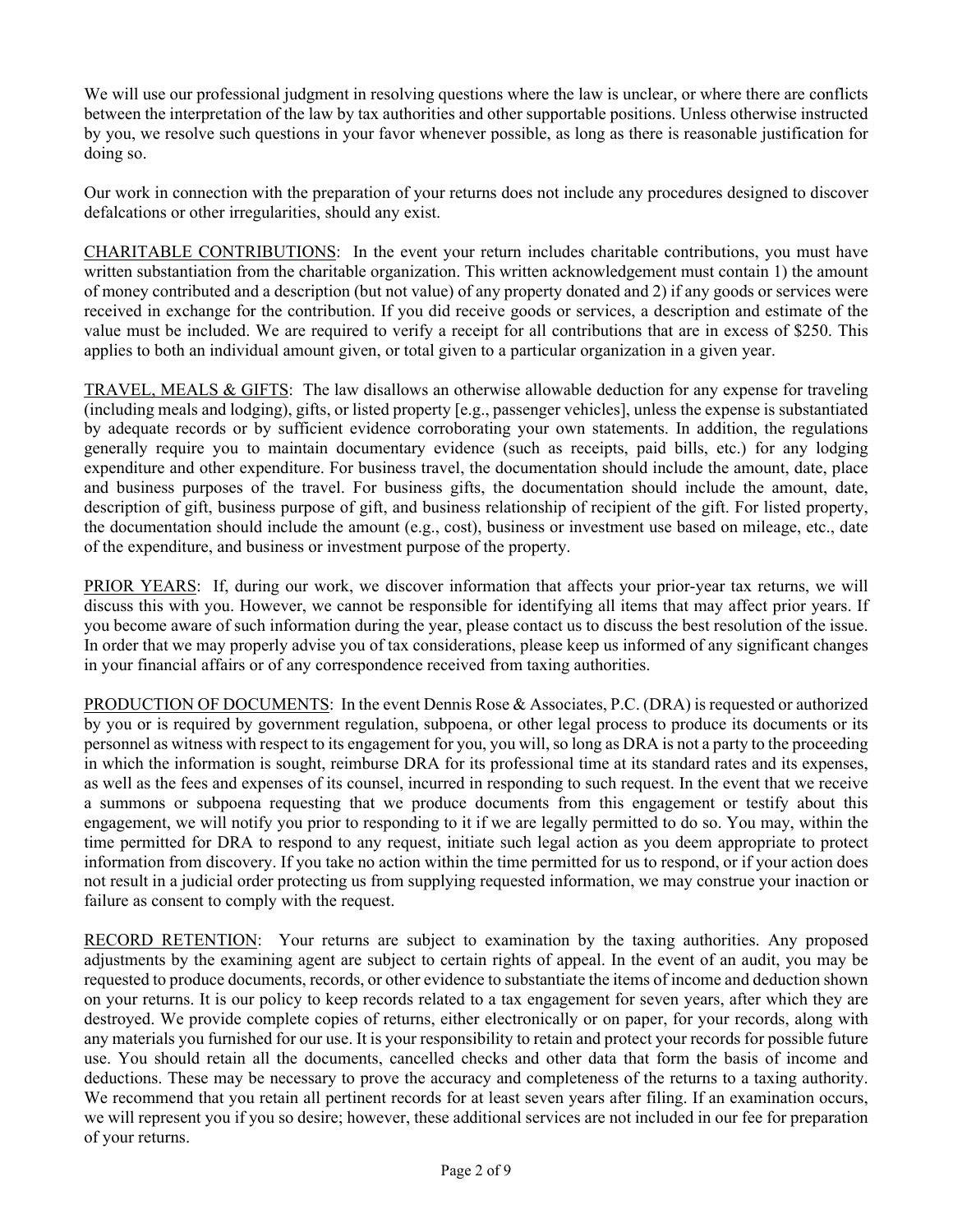We will use our professional judgment in resolving questions where the law is unclear, or where there are conflicts between the interpretation of the law by tax authorities and other supportable positions. Unless otherwise instructed by you, we resolve such questions in your favor whenever possible, as long as there is reasonable justification for doing so.

Our work in connection with the preparation of your returns does not include any procedures designed to discover defalcations or other irregularities, should any exist.

<u>CHARITABLE CONTRIBUTIONS</u>: In the event your return includes charitable contributions, you must have written substantiation from the charitable organization. This written acknowledgement must contain 1) the amount of money contributed and a description (but not value) of any property donated and 2) if any goods or services were received in exchange for the contribution. If you did receive goods or services, a description and estimate of the value must be included. We are required to verify a receipt for all contributions that are in excess of $250. This applies to both an individual amount given, or total given to a particular organization in a given year.

<u>TRAVEL, MEALS & GIFTS</u>: The law disallows an otherwise allowable deduction for any expense for traveling (including meals and lodging), gifts, or listed property [e.g., passenger vehicles], unless the expense is substantiated by adequate records or by sufficient evidence corroborating your own statements. In addition, the regulations generally require you to maintain documentary evidence (such as receipts, paid bills, etc.) for any lodging expenditure and other expenditure. For business travel, the documentation should include the amount, date, place and business purposes of the travel. For business gifts, the documentation should include the amount, date, description of gift, business purpose of gift, and business relationship of recipient of the gift. For listed property, the documentation should include the amount (e.g., cost), business or investment use based on mileage, etc., date of the expenditure, and business or investment purpose of the property.

<u>PRIOR YEARS</u>: If, during our work, we discover information that affects your prior-year tax returns, we will discuss this with you. However, we cannot be responsible for identifying all items that may affect prior years. If you become aware of such information during the year, please contact us to discuss the best resolution of the issue. In order that we may properly advise you of tax considerations, please keep us informed of any significant changes in your financial affairs or of any correspondence received from taxing authorities.

<u>PRODUCTION OF DOCUMENTS</u>: In the event Dennis Rose & Associates, P.C. (DRA) is requested or authorized by you or is required by government regulation, subpoena, or other legal process to produce its documents or its personnel as witness with respect to its engagement for you, you will, so long as DRA is not a party to the proceeding in which the information is sought, reimburse DRA for its professional time at its standard rates and its expenses, as well as the fees and expenses of its counsel, incurred in responding to such request. In the event that we receive a summons or subpoena requesting that we produce documents from this engagement or testify about this engagement, we will notify you prior to responding to it if we are legally permitted to do so. You may, within the time permitted for DRA to respond to any request, initiate such legal action as you deem appropriate to protect information from discovery. If you take no action within the time permitted for us to respond, or if your action does not result in a judicial order protecting us from supplying requested information, we may construe your inaction or failure as consent to comply with the request.

<u>RECORD RETENTION</u>: Your returns are subject to examination by the taxing authorities. Any proposed adjustments by the examining agent are subject to certain rights of appeal. In the event of an audit, you may be requested to produce documents, records, or other evidence to substantiate the items of income and deduction shown on your returns. It is our policy to keep records related to a tax engagement for seven years, after which they are destroyed. We provide complete copies of returns, either electronically or on paper, for your records, along with any materials you furnished for our use. It is your responsibility to retain and protect your records for possible future use. You should retain all the documents, cancelled checks and other data that form the basis of income and deductions. These may be necessary to prove the accuracy and completeness of the returns to a taxing authority. We recommend that you retain all pertinent records for at least seven years after filing. If an examination occurs, we will represent you if you so desire; however, these additional services are not included in our fee for preparation of your returns.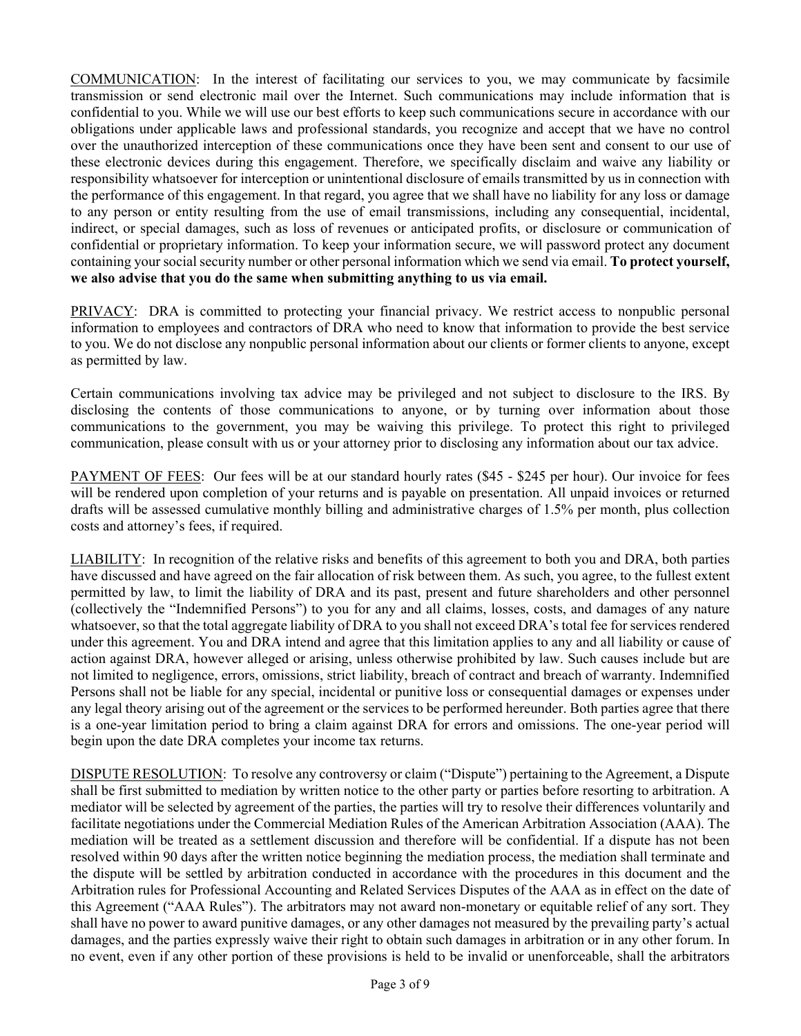COMMUNICATION: In the interest of facilitating our services to you, we may communicate by facsimile transmission or send electronic mail over the Internet. Such communications may include information that is confidential to you. While we will use our best efforts to keep such communications secure in accordance with our obligations under applicable laws and professional standards, you recognize and accept that we have no control over the unauthorized interception of these communications once they have been sent and consent to our use of these electronic devices during this engagement. Therefore, we specifically disclaim and waive any liability or responsibility whatsoever for interception or unintentional disclosure of emails transmitted by us in connection with the performance of this engagement. In that regard, you agree that we shall have no liability for any loss or damage to any person or entity resulting from the use of email transmissions, including any consequential, incidental, indirect, or special damages, such as loss of revenues or anticipated profits, or disclosure or communication of confidential or proprietary information. To keep your information secure, we will password protect any document containing your social security number or other personal information which we send via email. **To protect yourself, we also advise that you do the same when submitting anything to us via email.**

PRIVACY: DRA is committed to protecting your financial privacy. We restrict access to nonpublic personal information to employees and contractors of DRA who need to know that information to provide the best service to you. We do not disclose any nonpublic personal information about our clients or former clients to anyone, except as permitted by law.

Certain communications involving tax advice may be privileged and not subject to disclosure to the IRS. By disclosing the contents of those communications to anyone, or by turning over information about those communications to the government, you may be waiving this privilege. To protect this right to privileged communication, please consult with us or your attorney prior to disclosing any information about our tax advice.

PAYMENT OF FEES: Our fees will be at our standard hourly rates ($45 - $245 per hour). Our invoice for fees will be rendered upon completion of your returns and is payable on presentation. All unpaid invoices or returned drafts will be assessed cumulative monthly billing and administrative charges of 1.5% per month, plus collection costs and attorney's fees, if required.

LIABILITY: In recognition of the relative risks and benefits of this agreement to both you and DRA, both parties have discussed and have agreed on the fair allocation of risk between them. As such, you agree, to the fullest extent permitted by law, to limit the liability of DRA and its past, present and future shareholders and other personnel (collectively the "Indemnified Persons") to you for any and all claims, losses, costs, and damages of any nature whatsoever, so that the total aggregate liability of DRA to you shall not exceed DRA's total fee for services rendered under this agreement. You and DRA intend and agree that this limitation applies to any and all liability or cause of action against DRA, however alleged or arising, unless otherwise prohibited by law. Such causes include but are not limited to negligence, errors, omissions, strict liability, breach of contract and breach of warranty. Indemnified Persons shall not be liable for any special, incidental or punitive loss or consequential damages or expenses under any legal theory arising out of the agreement or the services to be performed hereunder. Both parties agree that there is a one-year limitation period to bring a claim against DRA for errors and omissions. The one-year period will begin upon the date DRA completes your income tax returns.

DISPUTE RESOLUTION: To resolve any controversy or claim ("Dispute") pertaining to the Agreement, a Dispute shall be first submitted to mediation by written notice to the other party or parties before resorting to arbitration. A mediator will be selected by agreement of the parties, the parties will try to resolve their differences voluntarily and facilitate negotiations under the Commercial Mediation Rules of the American Arbitration Association (AAA). The mediation will be treated as a settlement discussion and therefore will be confidential. If a dispute has not been resolved within 90 days after the written notice beginning the mediation process, the mediation shall terminate and the dispute will be settled by arbitration conducted in accordance with the procedures in this document and the Arbitration rules for Professional Accounting and Related Services Disputes of the AAA as in effect on the date of this Agreement ("AAA Rules"). The arbitrators may not award non-monetary or equitable relief of any sort. They shall have no power to award punitive damages, or any other damages not measured by the prevailing party's actual damages, and the parties expressly waive their right to obtain such damages in arbitration or in any other forum. In no event, even if any other portion of these provisions is held to be invalid or unenforceable, shall the arbitrators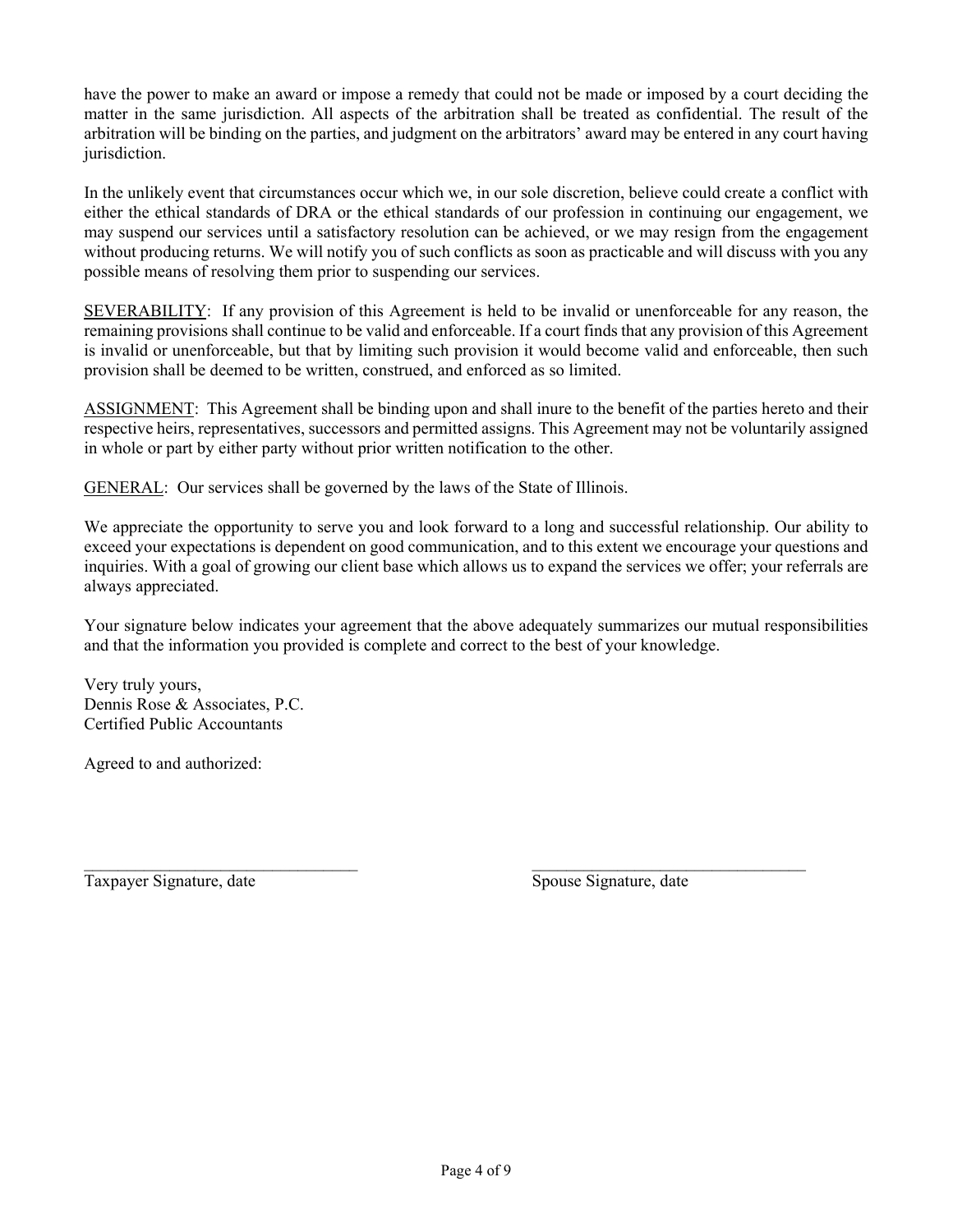have the power to make an award or impose a remedy that could not be made or imposed by a court deciding the matter in the same jurisdiction. All aspects of the arbitration shall be treated as confidential. The result of the arbitration will be binding on the parties, and judgment on the arbitrators' award may be entered in any court having jurisdiction.

In the unlikely event that circumstances occur which we, in our sole discretion, believe could create a conflict with either the ethical standards of DRA or the ethical standards of our profession in continuing our engagement, we may suspend our services until a satisfactory resolution can be achieved, or we may resign from the engagement without producing returns. We will notify you of such conflicts as soon as practicable and will discuss with you any possible means of resolving them prior to suspending our services.

<u>SEVERABILITY</u>: If any provision of this Agreement is held to be invalid or unenforceable for any reason, the remaining provisions shall continue to be valid and enforceable. If a court finds that any provision of this Agreement is invalid or unenforceable, but that by limiting such provision it would become valid and enforceable, then such provision shall be deemed to be written, construed, and enforced as so limited.

<u>ASSIGNMENT</u>: This Agreement shall be binding upon and shall inure to the benefit of the parties hereto and their respective heirs, representatives, successors and permitted assigns. This Agreement may not be voluntarily assigned in whole or part by either party without prior written notification to the other.

<u>GENERAL</u>: Our services shall be governed by the laws of the State of Illinois.

We appreciate the opportunity to serve you and look forward to a long and successful relationship. Our ability to exceed your expectations is dependent on good communication, and to this extent we encourage your questions and inquiries. With a goal of growing our client base which allows us to expand the services we offer; your referrals are always appreciated.

Your signature below indicates your agreement that the above adequately summarizes our mutual responsibilities and that the information you provided is complete and correct to the best of your knowledge.

Very truly yours,
Dennis Rose & Associates, P.C.
Certified Public Accountants

Agreed to and authorized:

| _________________________________ | _________________________________ |
|---|---|
| Taxpayer Signature, date | Spouse Signature, date |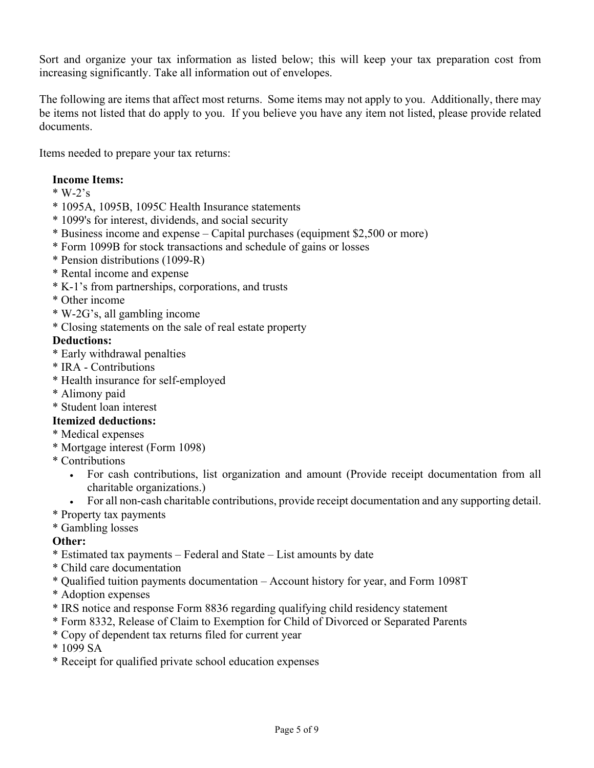Sort and organize your tax information as listed below; this will keep your tax preparation cost from increasing significantly. Take all information out of envelopes.

The following are items that affect most returns. Some items may not apply to you. Additionally, there may be items not listed that do apply to you. If you believe you have any item not listed, please provide related documents.

Items needed to prepare your tax returns:

**Income Items:**
* W-2's
* 1095A, 1095B, 1095C Health Insurance statements
* 1099's for interest, dividends, and social security
* Business income and expense – Capital purchases (equipment $2,500 or more)
* Form 1099B for stock transactions and schedule of gains or losses
* Pension distributions (1099-R)
* Rental income and expense
* K-1's from partnerships, corporations, and trusts
* Other income
* W-2G's, all gambling income
* Closing statements on the sale of real estate property

**Deductions:**
* Early withdrawal penalties
* IRA - Contributions
* Health insurance for self-employed
* Alimony paid
* Student loan interest

**Itemized deductions:**
* Medical expenses
* Mortgage interest (Form 1098)
* Contributions
    - For cash contributions, list organization and amount (Provide receipt documentation from all charitable organizations.)
    - For all non-cash charitable contributions, provide receipt documentation and any supporting detail.
* Property tax payments
* Gambling losses

**Other:**
* Estimated tax payments – Federal and State – List amounts by date
* Child care documentation
* Qualified tuition payments documentation – Account history for year, and Form 1098T
* Adoption expenses
* IRS notice and response Form 8836 regarding qualifying child residency statement
* Form 8332, Release of Claim to Exemption for Child of Divorced or Separated Parents
* Copy of dependent tax returns filed for current year
* 1099 SA
* Receipt for qualified private school education expenses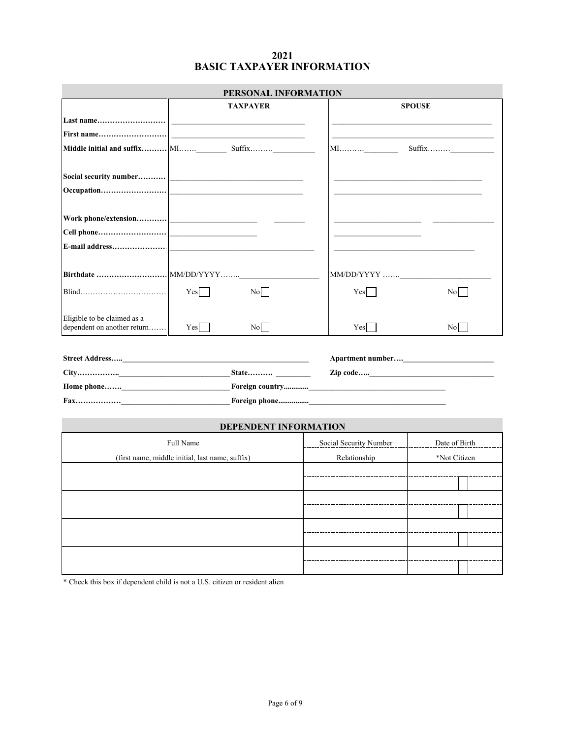# 2021
# BASIC TAXPAYER INFORMATION

## PERSONAL INFORMATION

| | TAXPAYER | | SPOUSE | |
|---|---|---|---|---|
| **Last name……………………** | | | | |
| **First name……………………** | | | | |
| **Middle initial and suffix………** | MI……_______ | Suffix………__________ | MI……….________ | Suffix………__________ |
| **Social security number………** | | | | |
| **Occupation……………………** | | | | |
| **Work phone/extension…………** | | | | |
| **Cell phone……………………** | | | | |
| **E-mail address…………………** | | | | |
| **Birthdate ………………………** | MM/DD/YYYY……..____________________ | | MM/DD/YYYY …….______________________ | |
| Blind…………………………… | Yes ☐ | No ☐ | Yes ☐ | No ☐ |
| Eligible to be claimed as a dependent on another return……. | Yes ☐ | No ☐ | Yes ☐ | No ☐ |

**Street Address…..**_______________________________________________ **Apartment number….**______________________

**City……………..**___________________________ **State………. ________** **Zip code…..**______________________________

**Home phone…….**__________________________ **Foreign country............**__________________________________

**Fax………………**__________________________ **Foreign phone................**__________________________________

## DEPENDENT INFORMATION

| Full Name (first name, middle initial, last name, suffix) | Social Security Number / Relationship | Date of Birth / *Not Citizen |
|---|---|---|
| | | ☐ |
| | | ☐ |
| | | ☐ |
| | | ☐ |

\* Check this box if dependent child is not a U.S. citizen or resident alien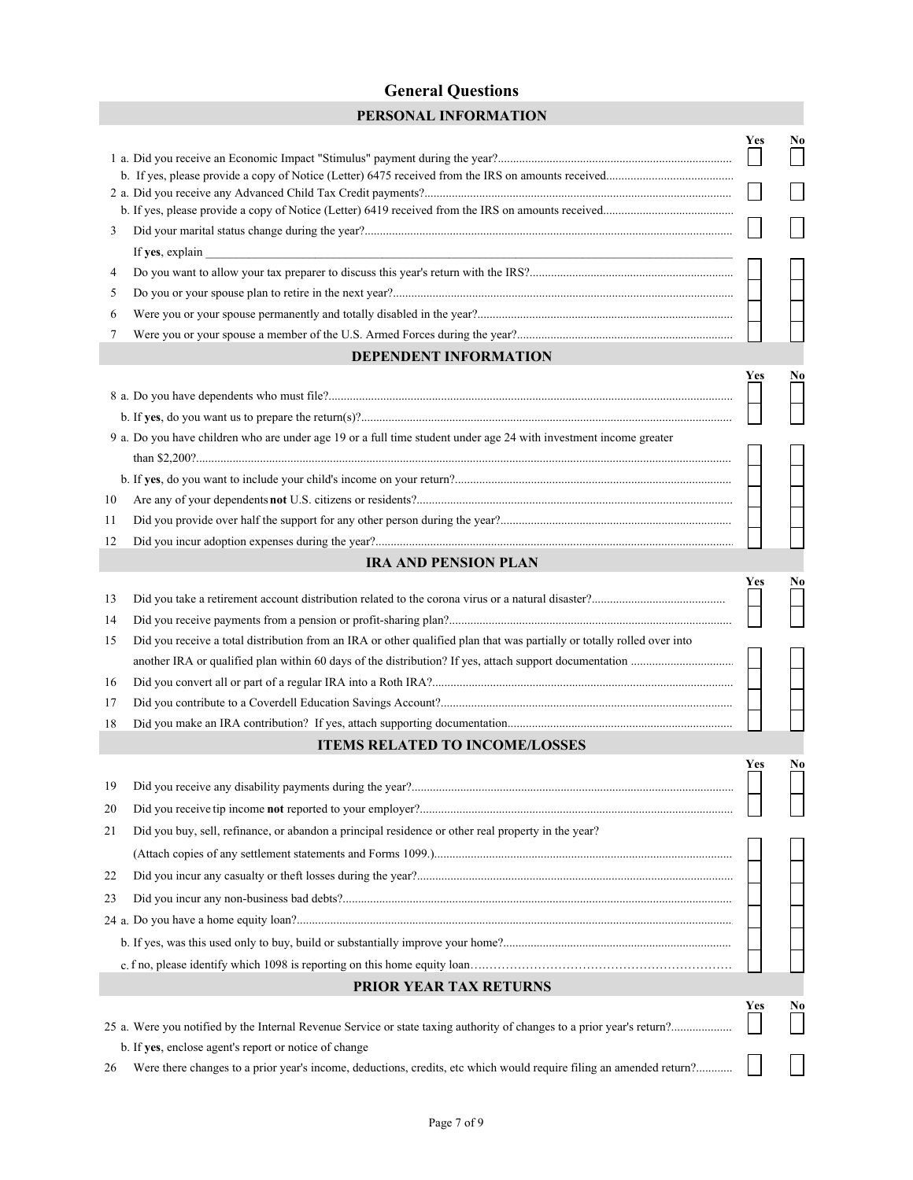# General Questions

## PERSONAL INFORMATION

| | | Yes | No |
|---|---|---|---|
| 1 a. | Did you receive an Economic Impact "Stimulus" payment during the year? | ☐ | ☐ |
| b. | If yes, please provide a copy of Notice (Letter) 6475 received from the IRS on amounts received | | |
| 2 a. | Did you receive any Advanced Child Tax Credit payments? | ☐ | ☐ |
| b. | If yes, please provide a copy of Notice (Letter) 6419 received from the IRS on amounts received | | |
| 3 | Did your marital status change during the year? | ☐ | ☐ |
| | If **yes**, explain ______ | | |
| 4 | Do you want to allow your tax preparer to discuss this year's return with the IRS? | ☐ | ☐ |
| 5 | Do you or your spouse plan to retire in the next year? | ☐ | ☐ |
| 6 | Were you or your spouse permanently and totally disabled in the year? | ☐ | ☐ |
| 7 | Were you or your spouse a member of the U.S. Armed Forces during the year? | ☐ | ☐ |

## DEPENDENT INFORMATION

| | | Yes | No |
|---|---|---|---|
| 8 a. | Do you have dependents who must file? | ☐ | ☐ |
| b. | If **yes**, do you want us to prepare the return(s)? | ☐ | ☐ |
| 9 a. | Do you have children who are under age 19 or a full time student under age 24 with investment income greater than $2,200? | ☐ | ☐ |
| b. | If **yes**, do you want to include your child's income on your return? | ☐ | ☐ |
| 10 | Are any of your dependents **not** U.S. citizens or residents? | ☐ | ☐ |
| 11 | Did you provide over half the support for any other person during the year? | ☐ | ☐ |
| 12 | Did you incur adoption expenses during the year? | ☐ | ☐ |

## IRA AND PENSION PLAN

| | | Yes | No |
|---|---|---|---|
| 13 | Did you take a retirement account distribution related to the corona virus or a natural disaster? | ☐ | ☐ |
| 14 | Did you receive payments from a pension or profit-sharing plan? | ☐ | ☐ |
| 15 | Did you receive a total distribution from an IRA or other qualified plan that was partially or totally rolled over into another IRA or qualified plan within 60 days of the distribution? If yes, attach support documentation | ☐ | ☐ |
| 16 | Did you convert all or part of a regular IRA into a Roth IRA? | ☐ | ☐ |
| 17 | Did you contribute to a Coverdell Education Savings Account? | ☐ | ☐ |
| 18 | Did you make an IRA contribution? If yes, attach supporting documentation | ☐ | ☐ |

## ITEMS RELATED TO INCOME/LOSSES

| | | Yes | No |
|---|---|---|---|
| 19 | Did you receive any disability payments during the year? | ☐ | ☐ |
| 20 | Did you receive tip income **not** reported to your employer? | ☐ | ☐ |
| 21 | Did you buy, sell, refinance, or abandon a principal residence or other real property in the year? (Attach copies of any settlement statements and Forms 1099.) | ☐ | ☐ |
| 22 | Did you incur any casualty or theft losses during the year? | ☐ | ☐ |
| 23 | Did you incur any non-business bad debts? | ☐ | ☐ |
| 24 a. | Do you have a home equity loan? | ☐ | ☐ |
| b. | If yes, was this used only to buy, build or substantially improve your home? | ☐ | ☐ |
| c. | f no, please identify which 1098 is reporting on this home equity loan | ☐ | ☐ |

## PRIOR YEAR TAX RETURNS

| | | Yes | No |
|---|---|---|---|
| 25 a. | Were you notified by the Internal Revenue Service or state taxing authority of changes to a prior year's return? | ☐ | ☐ |
| b. | If **yes**, enclose agent's report or notice of change | | |
| 26 | Were there changes to a prior year's income, deductions, credits, etc which would require filing an amended return? | ☐ | ☐ |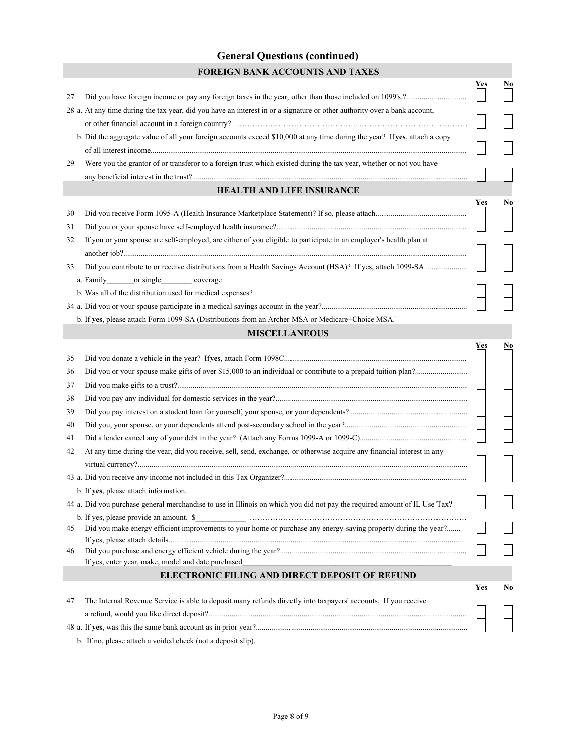# General Questions (continued)

## FOREIGN BANK ACCOUNTS AND TAXES

| | | Yes | No |
|---|---|---|---|
| 27 | Did you have foreign income or pay any foreign taxes in the year, other than those included on 1099's.? | ☐ | ☐ |
| 28 a. | At any time during the tax year, did you have an interest in or a signature or other authority over a bank account, or other financial account in a foreign country? | ☐ | ☐ |
| b. | Did the aggregate value of all your foreign accounts exceed $10,000 at any time during the year? If **yes**, attach a copy of all interest income. | ☐ | ☐ |
| 29 | Were you the grantor of or transferor to a foreign trust which existed during the tax year, whether or not you have any beneficial interest in the trust? | ☐ | ☐ |

## HEALTH AND LIFE INSURANCE

| | | Yes | No |
|---|---|---|---|
| 30 | Did you receive Form 1095-A (Health Insurance Marketplace Statement)? If so, please attach. | ☐ | ☐ |
| 31 | Did you or your spouse have self-employed health insurance? | ☐ | ☐ |
| 32 | If you or your spouse are self-employed, are either of you eligible to participate in an employer's health plan at another job? | ☐ | ☐ |
| 33 | Did you contribute to or receive distributions from a Health Savings Account (HSA)? If yes, attach 1099-SA | ☐ | ☐ |
| | a. Family_______or single________ coverage | | |
| | b. Was all of the distribution used for medical expenses? | ☐ | ☐ |
| 34 a. | Did you or your spouse participate in a medical savings account in the year? | ☐ | ☐ |
| b. | If **yes**, please attach Form 1099-SA (Distributions from an Archer MSA or Medicare+Choice MSA. | | |

## MISCELLANEOUS

| | | Yes | No |
|---|---|---|---|
| 35 | Did you donate a vehicle in the year? If **yes**, attach Form 1098C | ☐ | ☐ |
| 36 | Did you or your spouse make gifts of over $15,000 to an individual or contribute to a prepaid tuition plan? | ☐ | ☐ |
| 37 | Did you make gifts to a trust? | ☐ | ☐ |
| 38 | Did you pay any individual for domestic services in the year? | ☐ | ☐ |
| 39 | Did you pay interest on a student loan for yourself, your spouse, or your dependents? | ☐ | ☐ |
| 40 | Did you, your spouse, or your dependents attend post-secondary school in the year? | ☐ | ☐ |
| 41 | Did a lender cancel any of your debt in the year? (Attach any Forms 1099-A or 1099-C) | ☐ | ☐ |
| 42 | At any time during the year, did you receive, sell, send, exchange, or otherwise acquire any financial interest in any virtual currency? | ☐ | ☐ |
| 43 a. | Did you receive any income not included in this Tax Organizer? | ☐ | ☐ |
| b. | If **yes**, please attach information. | | |
| 44 a. | Did you purchase general merchandise to use in Illinois on which you did not pay the required amount of IL Use Tax? | ☐ | ☐ |
| b. | If yes, please provide an amount. $____________ | | |
| 45 | Did you make energy efficient improvements to your home or purchase any energy-saving property during the year? If yes, please attach details. | ☐ | ☐ |
| 46 | Did you purchase and energy efficient vehicle during the year? If yes, enter year, make, model and date purchased____________________ | ☐ | ☐ |

## ELECTRONIC FILING AND DIRECT DEPOSIT OF REFUND

| | | Yes | No |
|---|---|---|---|
| 47 | The Internal Revenue Service is able to deposit many refunds directly into taxpayers' accounts. If you receive a refund, would you like direct deposit? | ☐ | ☐ |
| 48 a. | If **yes**, was this the same bank account as in prior year? | ☐ | ☐ |
| b. | If no, please attach a voided check (not a deposit slip). | | |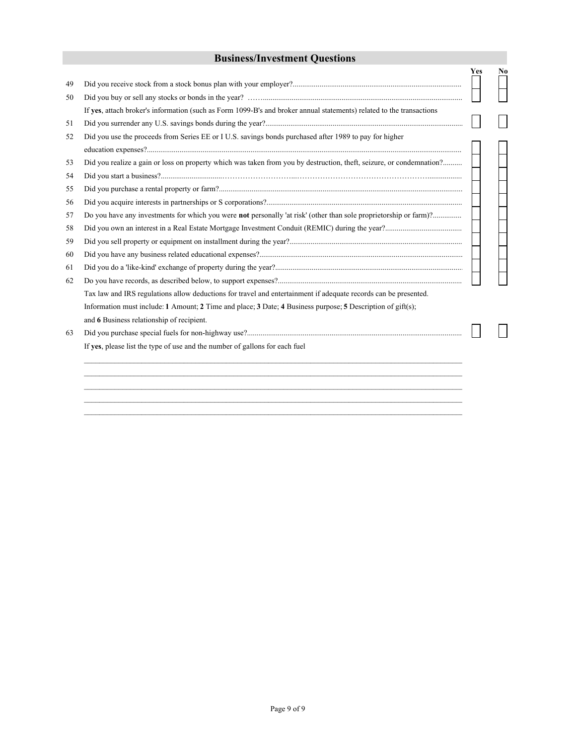## Business/Investment Questions

| | | Yes | No |
|---|---|---|---|
| 49 | Did you receive stock from a stock bonus plan with your employer? | ☐ | ☐ |
| 50 | Did you buy or sell any stocks or bonds in the year? | ☐ | ☐ |
| | If **yes**, attach broker's information (such as Form 1099-B's and broker annual statements) related to the transactions | | |
| 51 | Did you surrender any U.S. savings bonds during the year? | ☐ | ☐ |
| 52 | Did you use the proceeds from Series EE or I U.S. savings bonds purchased after 1989 to pay for higher education expenses? | ☐ | ☐ |
| 53 | Did you realize a gain or loss on property which was taken from you by destruction, theft, seizure, or condemnation? | ☐ | ☐ |
| 54 | Did you start a business? | ☐ | ☐ |
| 55 | Did you purchase a rental property or farm? | ☐ | ☐ |
| 56 | Did you acquire interests in partnerships or S corporations? | ☐ | ☐ |
| 57 | Do you have any investments for which you were **not** personally 'at risk' (other than sole proprietorship or farm)? | ☐ | ☐ |
| 58 | Did you own an interest in a Real Estate Mortgage Investment Conduit (REMIC) during the year? | ☐ | ☐ |
| 59 | Did you sell property or equipment on installment during the year? | ☐ | ☐ |
| 60 | Did you have any business related educational expenses? | ☐ | ☐ |
| 61 | Did you do a 'like-kind' exchange of property during the year? | ☐ | ☐ |
| 62 | Do you have records, as described below, to support expenses? | ☐ | ☐ |
| | Tax law and IRS regulations allow deductions for travel and entertainment if adequate records can be presented. Information must include: **1** Amount; **2** Time and place; **3** Date; **4** Business purpose; **5** Description of gift(s); and **6** Business relationship of recipient. | | |
| 63 | Did you purchase special fuels for non-highway use? | ☐ | ☐ |
| | If **yes**, please list the type of use and the number of gallons for each fuel | | |

______________________________________________________________________________

______________________________________________________________________________

______________________________________________________________________________

______________________________________________________________________________

______________________________________________________________________________